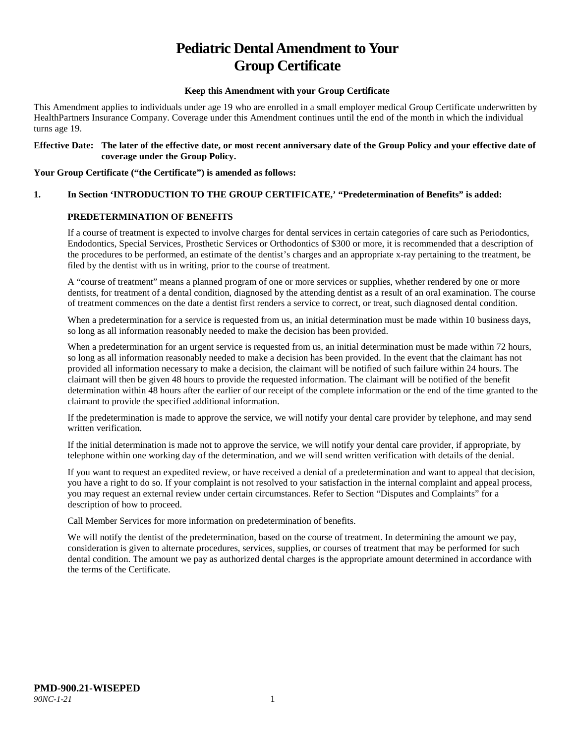# Pediatric Dental Amendment to Your Group Certificate

**Keep this Amendment with your Group Certificate**

This Amendment applies to individuals under age 19 who are enrolled in a small employer medical Group Certificate underwritten by HealthPartners Insurance Company. Coverage under this Amendment continues until the end of the month in which the individual turns age 19.

**Effective Date: The later of the effective date, or most recent anniversary date of the Group Policy and your effective date of coverage under the Group Policy.**

**Your Group Certificate ("the Certificate") is amended as follows:**

**1. In Section 'INTRODUCTION TO THE GROUP CERTIFICATE,' "Predetermination of Benefits" is added:**

**PREDETERMINATION OF BENEFITS**

If a course of treatment is expected to involve charges for dental services in certain categories of care such as Periodontics, Endodontics, Special Services, Prosthetic Services or Orthodontics of $300 or more, it is recommended that a description of the procedures to be performed, an estimate of the dentist's charges and an appropriate x-ray pertaining to the treatment, be filed by the dentist with us in writing, prior to the course of treatment.

A "course of treatment" means a planned program of one or more services or supplies, whether rendered by one or more dentists, for treatment of a dental condition, diagnosed by the attending dentist as a result of an oral examination. The course of treatment commences on the date a dentist first renders a service to correct, or treat, such diagnosed dental condition.

When a predetermination for a service is requested from us, an initial determination must be made within 10 business days, so long as all information reasonably needed to make the decision has been provided.

When a predetermination for an urgent service is requested from us, an initial determination must be made within 72 hours, so long as all information reasonably needed to make a decision has been provided. In the event that the claimant has not provided all information necessary to make a decision, the claimant will be notified of such failure within 24 hours. The claimant will then be given 48 hours to provide the requested information. The claimant will be notified of the benefit determination within 48 hours after the earlier of our receipt of the complete information or the end of the time granted to the claimant to provide the specified additional information.

If the predetermination is made to approve the service, we will notify your dental care provider by telephone, and may send written verification.

If the initial determination is made not to approve the service, we will notify your dental care provider, if appropriate, by telephone within one working day of the determination, and we will send written verification with details of the denial.

If you want to request an expedited review, or have received a denial of a predetermination and want to appeal that decision, you have a right to do so. If your complaint is not resolved to your satisfaction in the internal complaint and appeal process, you may request an external review under certain circumstances. Refer to Section "Disputes and Complaints" for a description of how to proceed.

Call Member Services for more information on predetermination of benefits.

We will notify the dentist of the predetermination, based on the course of treatment. In determining the amount we pay, consideration is given to alternate procedures, services, supplies, or courses of treatment that may be performed for such dental condition. The amount we pay as authorized dental charges is the appropriate amount determined in accordance with the terms of the Certificate.

**PMD-900.21-WISEPED**
*90NC-1-21*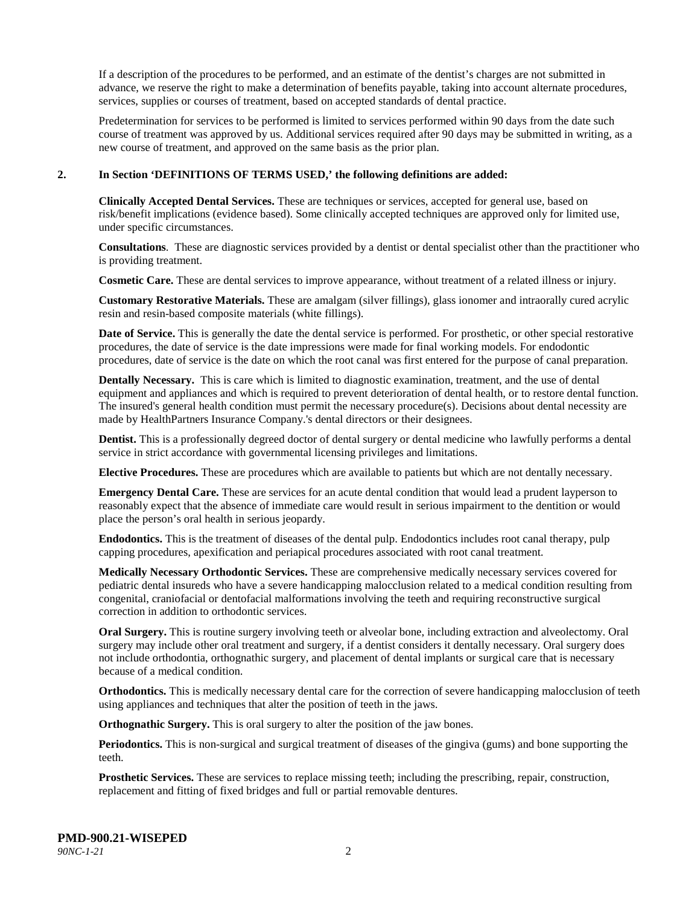If a description of the procedures to be performed, and an estimate of the dentist's charges are not submitted in advance, we reserve the right to make a determination of benefits payable, taking into account alternate procedures, services, supplies or courses of treatment, based on accepted standards of dental practice.

Predetermination for services to be performed is limited to services performed within 90 days from the date such course of treatment was approved by us. Additional services required after 90 days may be submitted in writing, as a new course of treatment, and approved on the same basis as the prior plan.

**2. In Section 'DEFINITIONS OF TERMS USED,' the following definitions are added:**

**Clinically Accepted Dental Services.** These are techniques or services, accepted for general use, based on risk/benefit implications (evidence based). Some clinically accepted techniques are approved only for limited use, under specific circumstances.

**Consultations**. These are diagnostic services provided by a dentist or dental specialist other than the practitioner who is providing treatment.

**Cosmetic Care.** These are dental services to improve appearance, without treatment of a related illness or injury.

**Customary Restorative Materials.** These are amalgam (silver fillings), glass ionomer and intraorally cured acrylic resin and resin-based composite materials (white fillings).

**Date of Service.** This is generally the date the dental service is performed. For prosthetic, or other special restorative procedures, the date of service is the date impressions were made for final working models. For endodontic procedures, date of service is the date on which the root canal was first entered for the purpose of canal preparation.

**Dentally Necessary.** This is care which is limited to diagnostic examination, treatment, and the use of dental equipment and appliances and which is required to prevent deterioration of dental health, or to restore dental function. The insured's general health condition must permit the necessary procedure(s). Decisions about dental necessity are made by HealthPartners Insurance Company.'s dental directors or their designees.

**Dentist.** This is a professionally degreed doctor of dental surgery or dental medicine who lawfully performs a dental service in strict accordance with governmental licensing privileges and limitations.

**Elective Procedures.** These are procedures which are available to patients but which are not dentally necessary.

**Emergency Dental Care.** These are services for an acute dental condition that would lead a prudent layperson to reasonably expect that the absence of immediate care would result in serious impairment to the dentition or would place the person's oral health in serious jeopardy.

**Endodontics.** This is the treatment of diseases of the dental pulp. Endodontics includes root canal therapy, pulp capping procedures, apexification and periapical procedures associated with root canal treatment.

**Medically Necessary Orthodontic Services.** These are comprehensive medically necessary services covered for pediatric dental insureds who have a severe handicapping malocclusion related to a medical condition resulting from congenital, craniofacial or dentofacial malformations involving the teeth and requiring reconstructive surgical correction in addition to orthodontic services.

**Oral Surgery.** This is routine surgery involving teeth or alveolar bone, including extraction and alveolectomy. Oral surgery may include other oral treatment and surgery, if a dentist considers it dentally necessary. Oral surgery does not include orthodontia, orthognathic surgery, and placement of dental implants or surgical care that is necessary because of a medical condition.

**Orthodontics.** This is medically necessary dental care for the correction of severe handicapping malocclusion of teeth using appliances and techniques that alter the position of teeth in the jaws.

**Orthognathic Surgery.** This is oral surgery to alter the position of the jaw bones.

**Periodontics.** This is non-surgical and surgical treatment of diseases of the gingiva (gums) and bone supporting the teeth.

**Prosthetic Services.** These are services to replace missing teeth; including the prescribing, repair, construction, replacement and fitting of fixed bridges and full or partial removable dentures.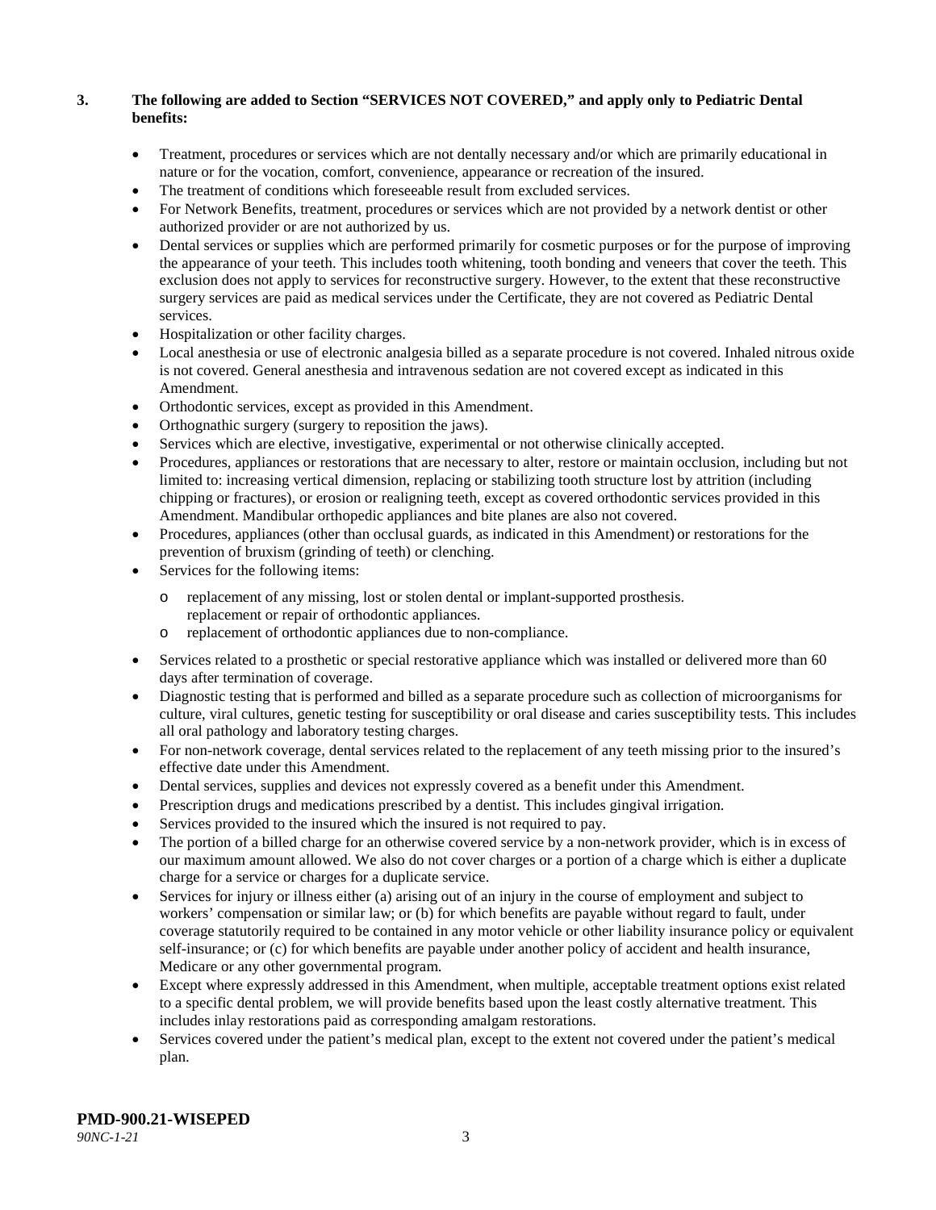**3. The following are added to Section "SERVICES NOT COVERED," and apply only to Pediatric Dental benefits:**

- Treatment, procedures or services which are not dentally necessary and/or which are primarily educational in nature or for the vocation, comfort, convenience, appearance or recreation of the insured.
- The treatment of conditions which foreseeable result from excluded services.
- For Network Benefits, treatment, procedures or services which are not provided by a network dentist or other authorized provider or are not authorized by us.
- Dental services or supplies which are performed primarily for cosmetic purposes or for the purpose of improving the appearance of your teeth. This includes tooth whitening, tooth bonding and veneers that cover the teeth. This exclusion does not apply to services for reconstructive surgery. However, to the extent that these reconstructive surgery services are paid as medical services under the Certificate, they are not covered as Pediatric Dental services.
- Hospitalization or other facility charges.
- Local anesthesia or use of electronic analgesia billed as a separate procedure is not covered. Inhaled nitrous oxide is not covered. General anesthesia and intravenous sedation are not covered except as indicated in this Amendment.
- Orthodontic services, except as provided in this Amendment.
- Orthognathic surgery (surgery to reposition the jaws).
- Services which are elective, investigative, experimental or not otherwise clinically accepted.
- Procedures, appliances or restorations that are necessary to alter, restore or maintain occlusion, including but not limited to: increasing vertical dimension, replacing or stabilizing tooth structure lost by attrition (including chipping or fractures), or erosion or realigning teeth, except as covered orthodontic services provided in this Amendment. Mandibular orthopedic appliances and bite planes are also not covered.
- Procedures, appliances (other than occlusal guards, as indicated in this Amendment) or restorations for the prevention of bruxism (grinding of teeth) or clenching.
- Services for the following items:
  - replacement of any missing, lost or stolen dental or implant-supported prosthesis. replacement or repair of orthodontic appliances.
  - replacement of orthodontic appliances due to non-compliance.
- Services related to a prosthetic or special restorative appliance which was installed or delivered more than 60 days after termination of coverage.
- Diagnostic testing that is performed and billed as a separate procedure such as collection of microorganisms for culture, viral cultures, genetic testing for susceptibility or oral disease and caries susceptibility tests. This includes all oral pathology and laboratory testing charges.
- For non-network coverage, dental services related to the replacement of any teeth missing prior to the insured's effective date under this Amendment.
- Dental services, supplies and devices not expressly covered as a benefit under this Amendment.
- Prescription drugs and medications prescribed by a dentist. This includes gingival irrigation.
- Services provided to the insured which the insured is not required to pay.
- The portion of a billed charge for an otherwise covered service by a non-network provider, which is in excess of our maximum amount allowed. We also do not cover charges or a portion of a charge which is either a duplicate charge for a service or charges for a duplicate service.
- Services for injury or illness either (a) arising out of an injury in the course of employment and subject to workers' compensation or similar law; or (b) for which benefits are payable without regard to fault, under coverage statutorily required to be contained in any motor vehicle or other liability insurance policy or equivalent self-insurance; or (c) for which benefits are payable under another policy of accident and health insurance, Medicare or any other governmental program.
- Except where expressly addressed in this Amendment, when multiple, acceptable treatment options exist related to a specific dental problem, we will provide benefits based upon the least costly alternative treatment. This includes inlay restorations paid as corresponding amalgam restorations.
- Services covered under the patient's medical plan, except to the extent not covered under the patient's medical plan.

**PMD-900.21-WISEPED**
*90NC-1-21*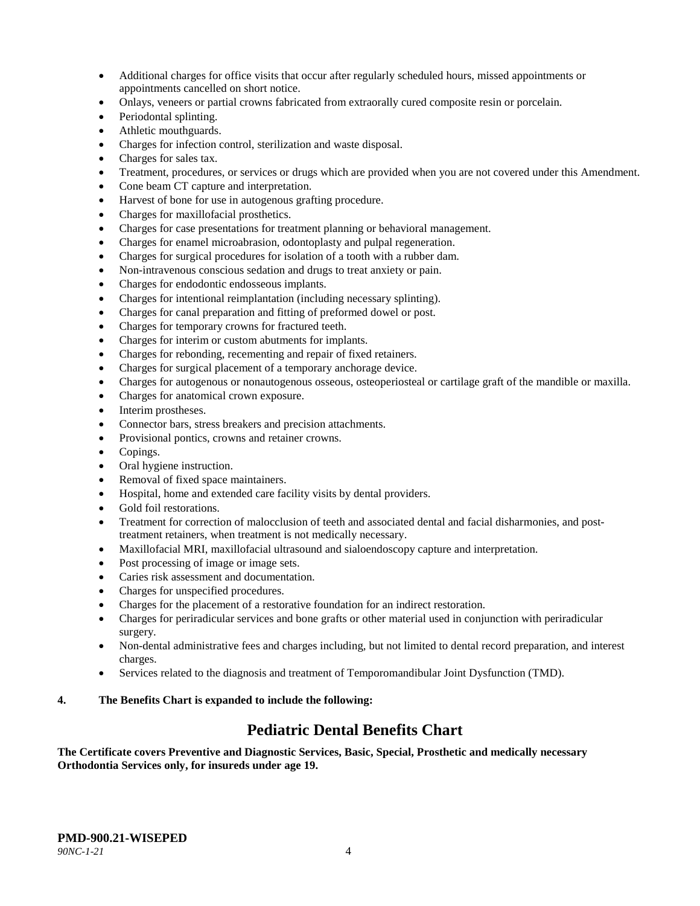- Additional charges for office visits that occur after regularly scheduled hours, missed appointments or appointments cancelled on short notice.
- Onlays, veneers or partial crowns fabricated from extraorally cured composite resin or porcelain.
- Periodontal splinting.
- Athletic mouthguards.
- Charges for infection control, sterilization and waste disposal.
- Charges for sales tax.
- Treatment, procedures, or services or drugs which are provided when you are not covered under this Amendment.
- Cone beam CT capture and interpretation.
- Harvest of bone for use in autogenous grafting procedure.
- Charges for maxillofacial prosthetics.
- Charges for case presentations for treatment planning or behavioral management.
- Charges for enamel microabrasion, odontoplasty and pulpal regeneration.
- Charges for surgical procedures for isolation of a tooth with a rubber dam.
- Non-intravenous conscious sedation and drugs to treat anxiety or pain.
- Charges for endodontic endosseous implants.
- Charges for intentional reimplantation (including necessary splinting).
- Charges for canal preparation and fitting of preformed dowel or post.
- Charges for temporary crowns for fractured teeth.
- Charges for interim or custom abutments for implants.
- Charges for rebonding, recementing and repair of fixed retainers.
- Charges for surgical placement of a temporary anchorage device.
- Charges for autogenous or nonautogenous osseous, osteoperiosteal or cartilage graft of the mandible or maxilla.
- Charges for anatomical crown exposure.
- Interim prostheses.
- Connector bars, stress breakers and precision attachments.
- Provisional pontics, crowns and retainer crowns.
- Copings.
- Oral hygiene instruction.
- Removal of fixed space maintainers.
- Hospital, home and extended care facility visits by dental providers.
- Gold foil restorations.
- Treatment for correction of malocclusion of teeth and associated dental and facial disharmonies, and post-treatment retainers, when treatment is not medically necessary.
- Maxillofacial MRI, maxillofacial ultrasound and sialoendoscopy capture and interpretation.
- Post processing of image or image sets.
- Caries risk assessment and documentation.
- Charges for unspecified procedures.
- Charges for the placement of a restorative foundation for an indirect restoration.
- Charges for periradicular services and bone grafts or other material used in conjunction with periradicular surgery.
- Non-dental administrative fees and charges including, but not limited to dental record preparation, and interest charges.
- Services related to the diagnosis and treatment of Temporomandibular Joint Dysfunction (TMD).

**4. The Benefits Chart is expanded to include the following:**

## Pediatric Dental Benefits Chart

**The Certificate covers Preventive and Diagnostic Services, Basic, Special, Prosthetic and medically necessary Orthodontia Services only, for insureds under age 19.**

**PMD-900.21-WISEPED**
*90NC-1-21*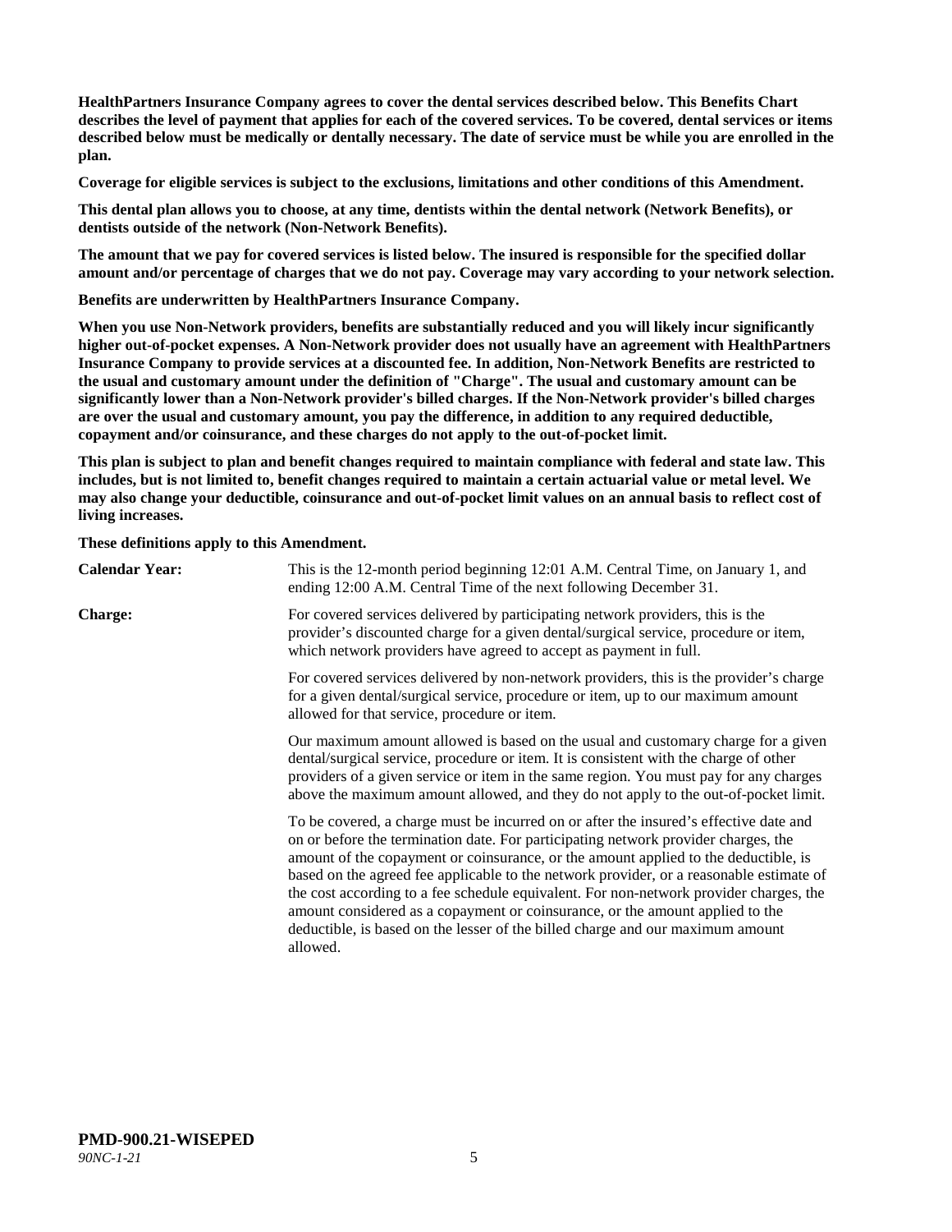**HealthPartners Insurance Company agrees to cover the dental services described below. This Benefits Chart describes the level of payment that applies for each of the covered services. To be covered, dental services or items described below must be medically or dentally necessary. The date of service must be while you are enrolled in the plan.**

**Coverage for eligible services is subject to the exclusions, limitations and other conditions of this Amendment.**

**This dental plan allows you to choose, at any time, dentists within the dental network (Network Benefits), or dentists outside of the network (Non-Network Benefits).**

**The amount that we pay for covered services is listed below. The insured is responsible for the specified dollar amount and/or percentage of charges that we do not pay. Coverage may vary according to your network selection.**

**Benefits are underwritten by HealthPartners Insurance Company.**

**When you use Non-Network providers, benefits are substantially reduced and you will likely incur significantly higher out-of-pocket expenses. A Non-Network provider does not usually have an agreement with HealthPartners Insurance Company to provide services at a discounted fee. In addition, Non-Network Benefits are restricted to the usual and customary amount under the definition of "Charge". The usual and customary amount can be significantly lower than a Non-Network provider's billed charges. If the Non-Network provider's billed charges are over the usual and customary amount, you pay the difference, in addition to any required deductible, copayment and/or coinsurance, and these charges do not apply to the out-of-pocket limit.**

**This plan is subject to plan and benefit changes required to maintain compliance with federal and state law. This includes, but is not limited to, benefit changes required to maintain a certain actuarial value or metal level. We may also change your deductible, coinsurance and out-of-pocket limit values on an annual basis to reflect cost of living increases.**

**These definitions apply to this Amendment.**

**Calendar Year:** This is the 12-month period beginning 12:01 A.M. Central Time, on January 1, and ending 12:00 A.M. Central Time of the next following December 31.

**Charge:** For covered services delivered by participating network providers, this is the provider's discounted charge for a given dental/surgical service, procedure or item, which network providers have agreed to accept as payment in full.

For covered services delivered by non-network providers, this is the provider's charge for a given dental/surgical service, procedure or item, up to our maximum amount allowed for that service, procedure or item.

Our maximum amount allowed is based on the usual and customary charge for a given dental/surgical service, procedure or item. It is consistent with the charge of other providers of a given service or item in the same region. You must pay for any charges above the maximum amount allowed, and they do not apply to the out-of-pocket limit.

To be covered, a charge must be incurred on or after the insured's effective date and on or before the termination date. For participating network provider charges, the amount of the copayment or coinsurance, or the amount applied to the deductible, is based on the agreed fee applicable to the network provider, or a reasonable estimate of the cost according to a fee schedule equivalent. For non-network provider charges, the amount considered as a copayment or coinsurance, or the amount applied to the deductible, is based on the lesser of the billed charge and our maximum amount allowed.

**PMD-900.21-WISEPED**
*90NC-1-21*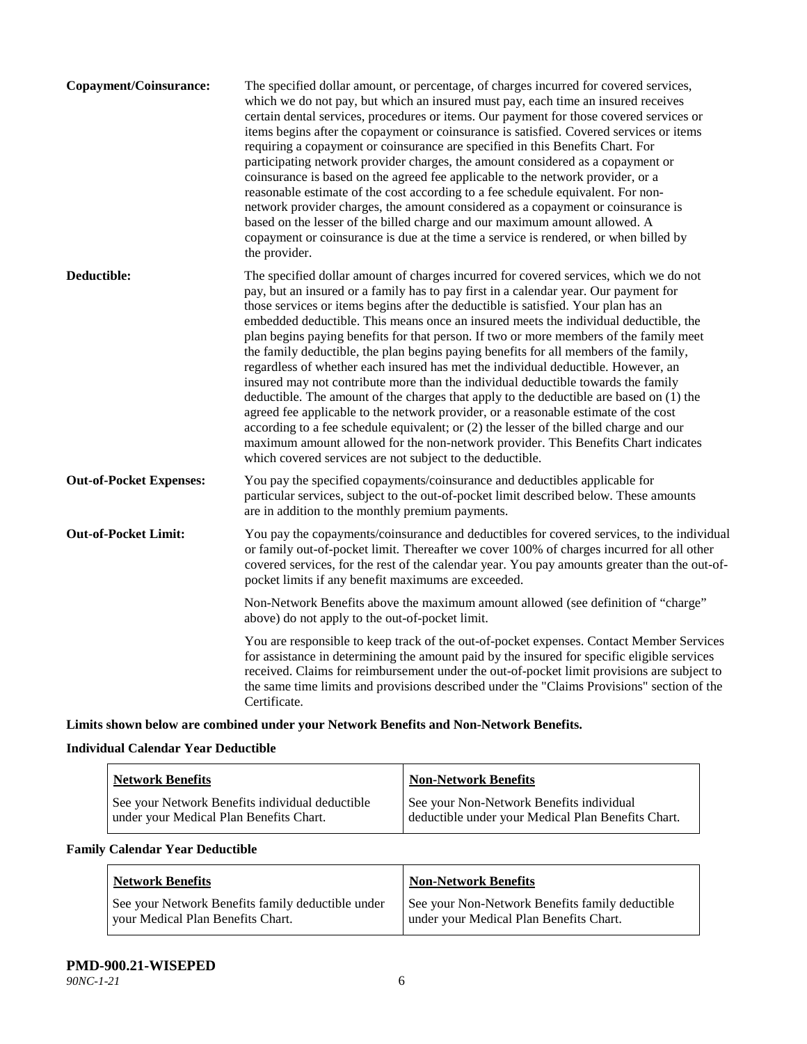**Copayment/Coinsurance:** The specified dollar amount, or percentage, of charges incurred for covered services, which we do not pay, but which an insured must pay, each time an insured receives certain dental services, procedures or items. Our payment for those covered services or items begins after the copayment or coinsurance is satisfied. Covered services or items requiring a copayment or coinsurance are specified in this Benefits Chart. For participating network provider charges, the amount considered as a copayment or coinsurance is based on the agreed fee applicable to the network provider, or a reasonable estimate of the cost according to a fee schedule equivalent. For non-network provider charges, the amount considered as a copayment or coinsurance is based on the lesser of the billed charge and our maximum amount allowed. A copayment or coinsurance is due at the time a service is rendered, or when billed by the provider.

**Deductible:** The specified dollar amount of charges incurred for covered services, which we do not pay, but an insured or a family has to pay first in a calendar year. Our payment for those services or items begins after the deductible is satisfied. Your plan has an embedded deductible. This means once an insured meets the individual deductible, the plan begins paying benefits for that person. If two or more members of the family meet the family deductible, the plan begins paying benefits for all members of the family, regardless of whether each insured has met the individual deductible. However, an insured may not contribute more than the individual deductible towards the family deductible. The amount of the charges that apply to the deductible are based on (1) the agreed fee applicable to the network provider, or a reasonable estimate of the cost according to a fee schedule equivalent; or (2) the lesser of the billed charge and our maximum amount allowed for the non-network provider. This Benefits Chart indicates which covered services are not subject to the deductible.

**Out-of-Pocket Expenses:** You pay the specified copayments/coinsurance and deductibles applicable for particular services, subject to the out-of-pocket limit described below. These amounts are in addition to the monthly premium payments.

**Out-of-Pocket Limit:** You pay the copayments/coinsurance and deductibles for covered services, to the individual or family out-of-pocket limit. Thereafter we cover 100% of charges incurred for all other covered services, for the rest of the calendar year. You pay amounts greater than the out-of-pocket limits if any benefit maximums are exceeded.

Non-Network Benefits above the maximum amount allowed (see definition of "charge" above) do not apply to the out-of-pocket limit.

You are responsible to keep track of the out-of-pocket expenses. Contact Member Services for assistance in determining the amount paid by the insured for specific eligible services received. Claims for reimbursement under the out-of-pocket limit provisions are subject to the same time limits and provisions described under the "Claims Provisions" section of the Certificate.

**Limits shown below are combined under your Network Benefits and Non-Network Benefits.**

**Individual Calendar Year Deductible**

| Network Benefits | Non-Network Benefits |
|---|---|
| See your Network Benefits individual deductible under your Medical Plan Benefits Chart. | See your Non-Network Benefits individual deductible under your Medical Plan Benefits Chart. |

**Family Calendar Year Deductible**

| Network Benefits | Non-Network Benefits |
|---|---|
| See your Network Benefits family deductible under your Medical Plan Benefits Chart. | See your Non-Network Benefits family deductible under your Medical Plan Benefits Chart. |

**PMD-900.21-WISEPED**
*90NC-1-21*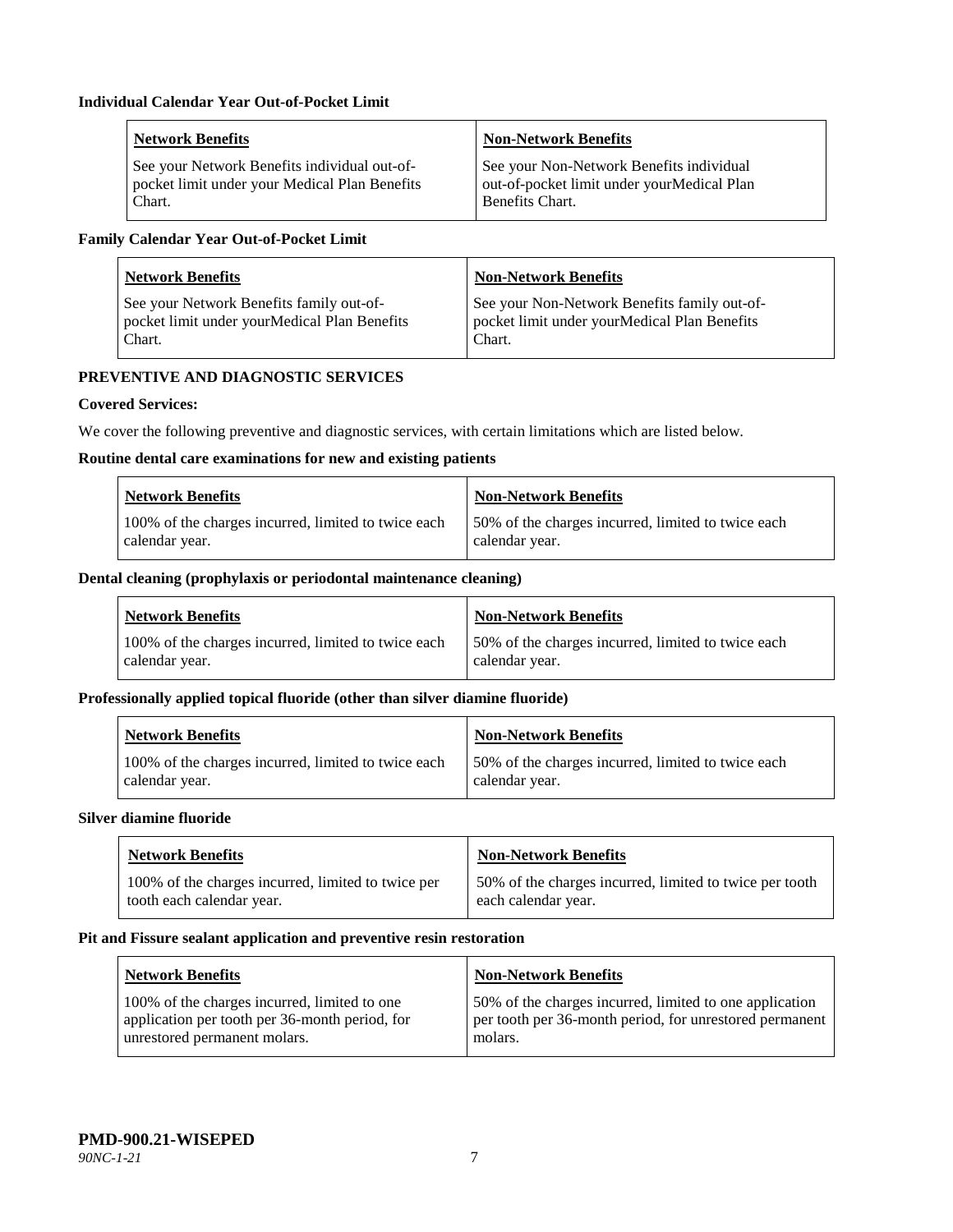**Individual Calendar Year Out-of-Pocket Limit**

| Network Benefits | Non-Network Benefits |
|---|---|
| See your Network Benefits individual out-of-pocket limit under your Medical Plan Benefits Chart. | See your Non-Network Benefits individual out-of-pocket limit under yourMedical Plan Benefits Chart. |

**Family Calendar Year Out-of-Pocket Limit**

| Network Benefits | Non-Network Benefits |
|---|---|
| See your Network Benefits family out-of-pocket limit under yourMedical Plan Benefits Chart. | See your Non-Network Benefits family out-of-pocket limit under yourMedical Plan Benefits Chart. |

**PREVENTIVE AND DIAGNOSTIC SERVICES**

**Covered Services:**

We cover the following preventive and diagnostic services, with certain limitations which are listed below.

**Routine dental care examinations for new and existing patients**

| Network Benefits | Non-Network Benefits |
|---|---|
| 100% of the charges incurred, limited to twice each calendar year. | 50% of the charges incurred, limited to twice each calendar year. |

**Dental cleaning (prophylaxis or periodontal maintenance cleaning)**

| Network Benefits | Non-Network Benefits |
|---|---|
| 100% of the charges incurred, limited to twice each calendar year. | 50% of the charges incurred, limited to twice each calendar year. |

**Professionally applied topical fluoride (other than silver diamine fluoride)**

| Network Benefits | Non-Network Benefits |
|---|---|
| 100% of the charges incurred, limited to twice each calendar year. | 50% of the charges incurred, limited to twice each calendar year. |

**Silver diamine fluoride**

| Network Benefits | Non-Network Benefits |
|---|---|
| 100% of the charges incurred, limited to twice per tooth each calendar year. | 50% of the charges incurred, limited to twice per tooth each calendar year. |

**Pit and Fissure sealant application and preventive resin restoration**

| Network Benefits | Non-Network Benefits |
|---|---|
| 100% of the charges incurred, limited to one application per tooth per 36-month period, for unrestored permanent molars. | 50% of the charges incurred, limited to one application per tooth per 36-month period, for unrestored permanent molars. |

**PMD-900.21-WISEPED**
*90NC-1-21*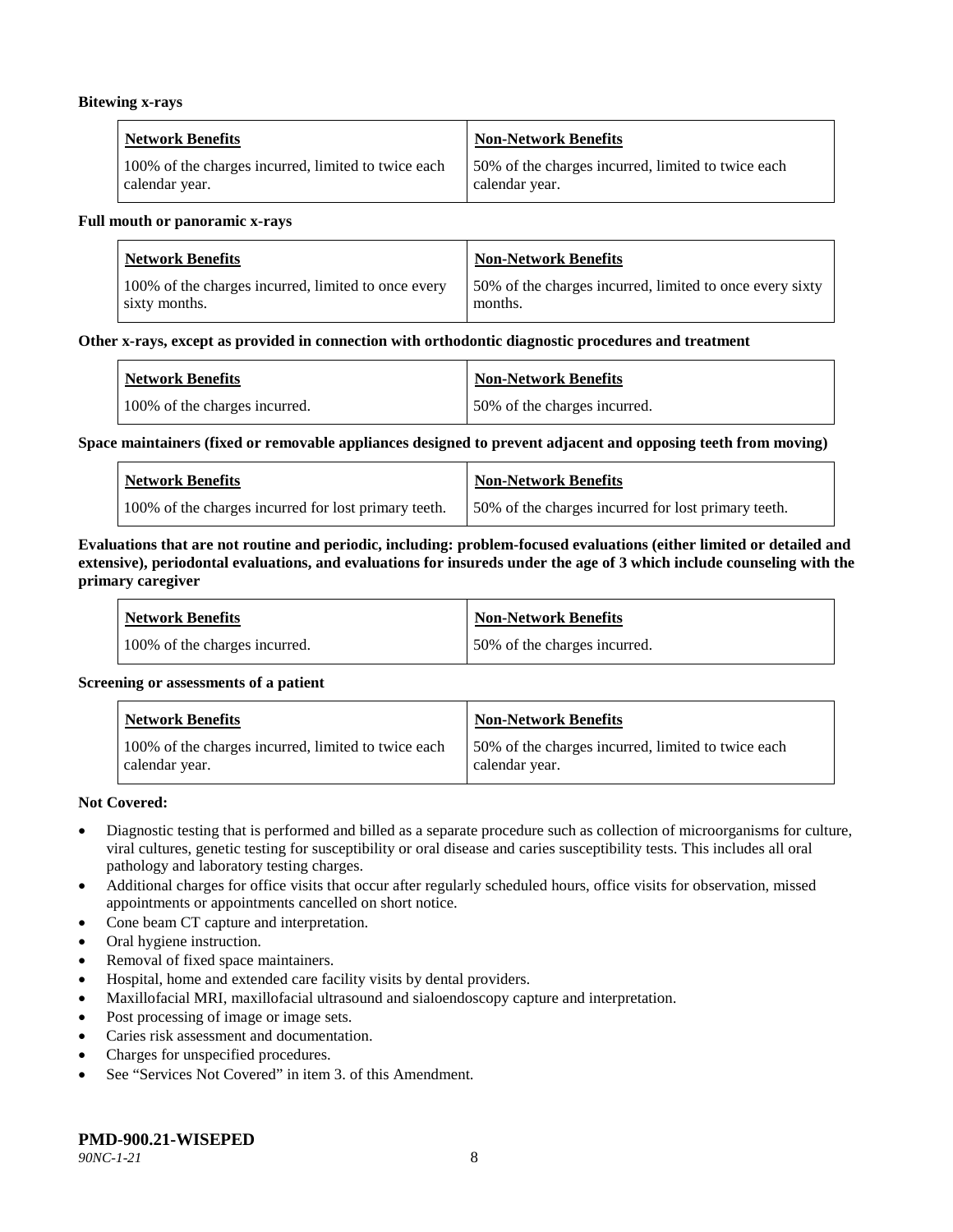**Bitewing x-rays**

| Network Benefits | Non-Network Benefits |
|---|---|
| 100% of the charges incurred, limited to twice each calendar year. | 50% of the charges incurred, limited to twice each calendar year. |

**Full mouth or panoramic x-rays**

| Network Benefits | Non-Network Benefits |
|---|---|
| 100% of the charges incurred, limited to once every sixty months. | 50% of the charges incurred, limited to once every sixty months. |

**Other x-rays, except as provided in connection with orthodontic diagnostic procedures and treatment**

| Network Benefits | Non-Network Benefits |
|---|---|
| 100% of the charges incurred. | 50% of the charges incurred. |

**Space maintainers (fixed or removable appliances designed to prevent adjacent and opposing teeth from moving)**

| Network Benefits | Non-Network Benefits |
|---|---|
| 100% of the charges incurred for lost primary teeth. | 50% of the charges incurred for lost primary teeth. |

**Evaluations that are not routine and periodic, including: problem-focused evaluations (either limited or detailed and extensive), periodontal evaluations, and evaluations for insureds under the age of 3 which include counseling with the primary caregiver**

| Network Benefits | Non-Network Benefits |
|---|---|
| 100% of the charges incurred. | 50% of the charges incurred. |

**Screening or assessments of a patient**

| Network Benefits | Non-Network Benefits |
|---|---|
| 100% of the charges incurred, limited to twice each calendar year. | 50% of the charges incurred, limited to twice each calendar year. |

**Not Covered:**

- Diagnostic testing that is performed and billed as a separate procedure such as collection of microorganisms for culture, viral cultures, genetic testing for susceptibility or oral disease and caries susceptibility tests. This includes all oral pathology and laboratory testing charges.
- Additional charges for office visits that occur after regularly scheduled hours, office visits for observation, missed appointments or appointments cancelled on short notice.
- Cone beam CT capture and interpretation.
- Oral hygiene instruction.
- Removal of fixed space maintainers.
- Hospital, home and extended care facility visits by dental providers.
- Maxillofacial MRI, maxillofacial ultrasound and sialoendoscopy capture and interpretation.
- Post processing of image or image sets.
- Caries risk assessment and documentation.
- Charges for unspecified procedures.
- See "Services Not Covered" in item 3. of this Amendment.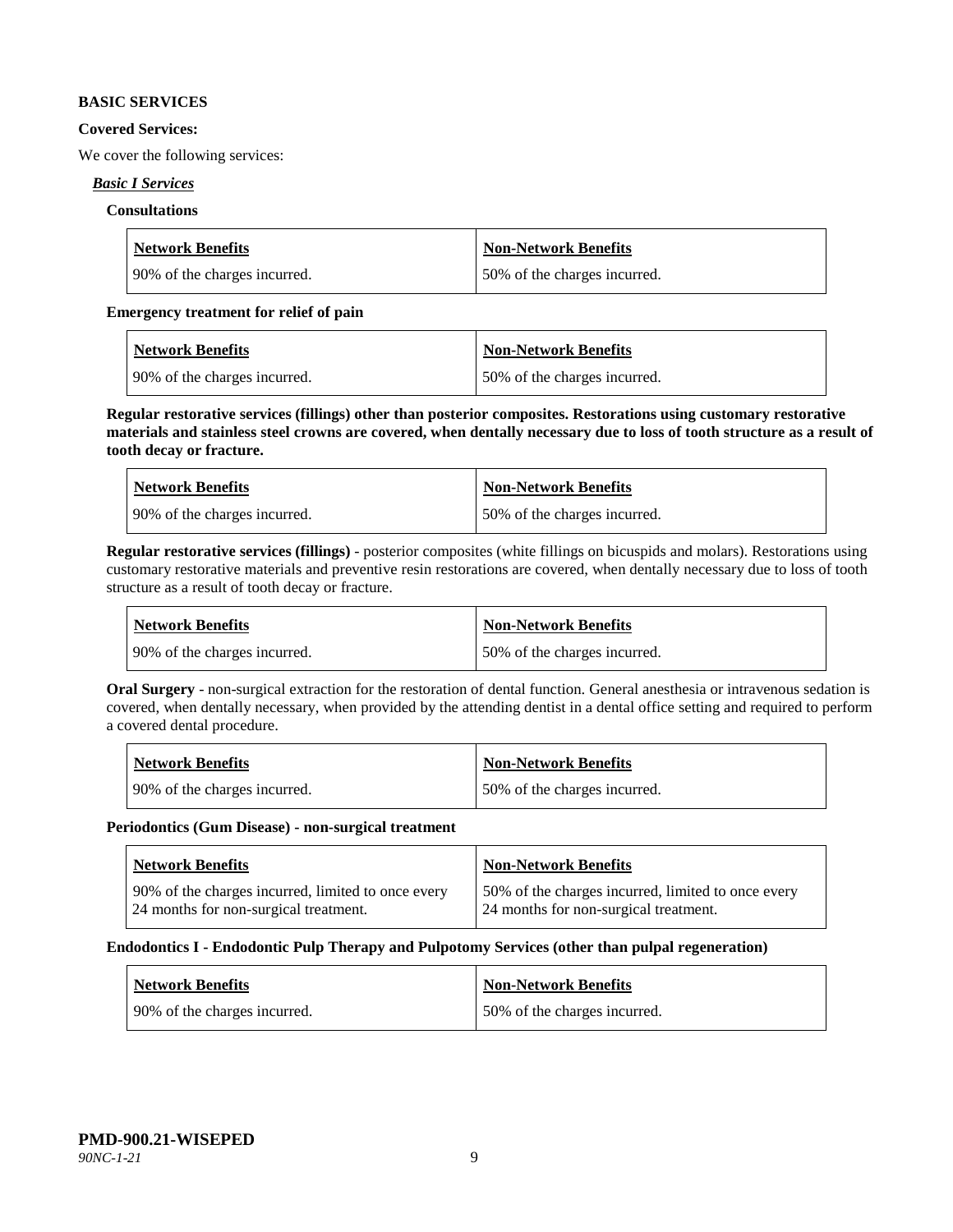**BASIC SERVICES**

**Covered Services:**

We cover the following services:

***Basic I Services***

**Consultations**

| Network Benefits | Non-Network Benefits |
|---|---|
| 90% of the charges incurred. | 50% of the charges incurred. |

**Emergency treatment for relief of pain**

| Network Benefits | Non-Network Benefits |
|---|---|
| 90% of the charges incurred. | 50% of the charges incurred. |

**Regular restorative services (fillings) other than posterior composites. Restorations using customary restorative materials and stainless steel crowns are covered, when dentally necessary due to loss of tooth structure as a result of tooth decay or fracture.**

| Network Benefits | Non-Network Benefits |
|---|---|
| 90% of the charges incurred. | 50% of the charges incurred. |

**Regular restorative services (fillings)** - posterior composites (white fillings on bicuspids and molars). Restorations using customary restorative materials and preventive resin restorations are covered, when dentally necessary due to loss of tooth structure as a result of tooth decay or fracture.

| Network Benefits | Non-Network Benefits |
|---|---|
| 90% of the charges incurred. | 50% of the charges incurred. |

**Oral Surgery** - non-surgical extraction for the restoration of dental function. General anesthesia or intravenous sedation is covered, when dentally necessary, when provided by the attending dentist in a dental office setting and required to perform a covered dental procedure.

| Network Benefits | Non-Network Benefits |
|---|---|
| 90% of the charges incurred. | 50% of the charges incurred. |

**Periodontics (Gum Disease) - non-surgical treatment**

| Network Benefits | Non-Network Benefits |
|---|---|
| 90% of the charges incurred, limited to once every 24 months for non-surgical treatment. | 50% of the charges incurred, limited to once every 24 months for non-surgical treatment. |

**Endodontics I - Endodontic Pulp Therapy and Pulpotomy Services (other than pulpal regeneration)**

| Network Benefits | Non-Network Benefits |
|---|---|
| 90% of the charges incurred. | 50% of the charges incurred. |

**PMD-900.21-WISEPED**
*90NC-1-21*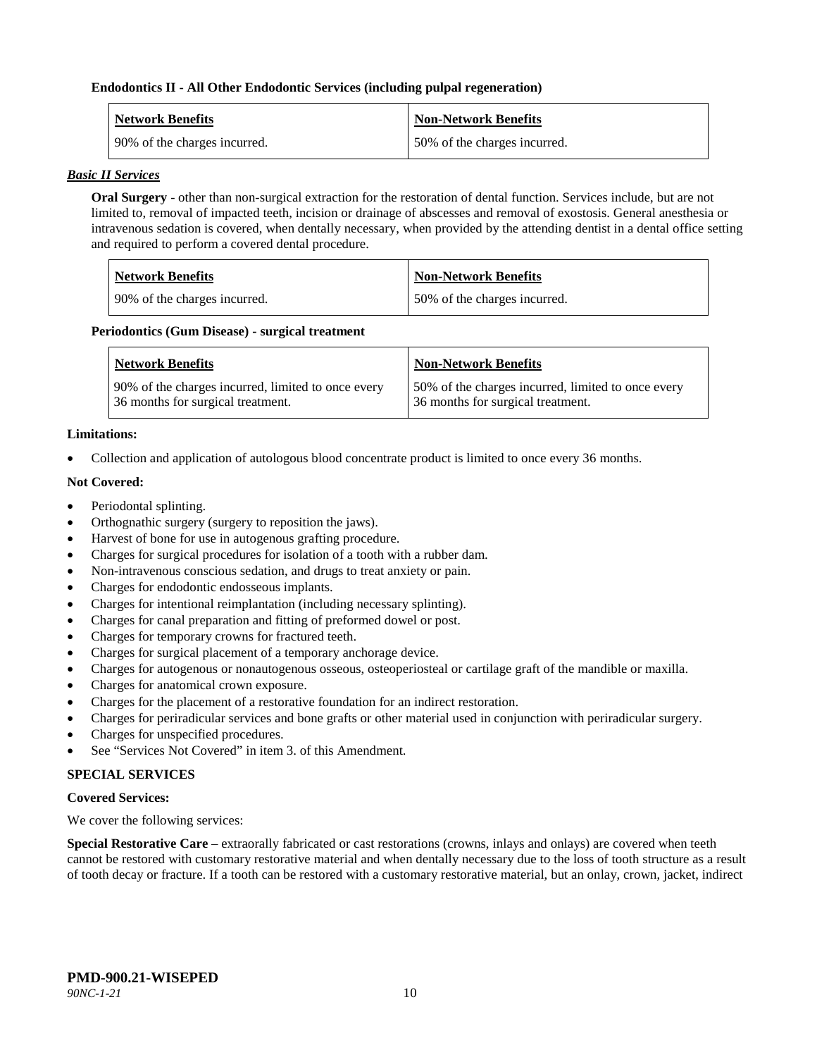**Endodontics II - All Other Endodontic Services (including pulpal regeneration)**

| Network Benefits | Non-Network Benefits |
| --- | --- |
| 90% of the charges incurred. | 50% of the charges incurred. |

***Basic II Services***

**Oral Surgery** - other than non-surgical extraction for the restoration of dental function. Services include, but are not limited to, removal of impacted teeth, incision or drainage of abscesses and removal of exostosis. General anesthesia or intravenous sedation is covered, when dentally necessary, when provided by the attending dentist in a dental office setting and required to perform a covered dental procedure.

| Network Benefits | Non-Network Benefits |
| --- | --- |
| 90% of the charges incurred. | 50% of the charges incurred. |

**Periodontics (Gum Disease) - surgical treatment**

| Network Benefits | Non-Network Benefits |
| --- | --- |
| 90% of the charges incurred, limited to once every 36 months for surgical treatment. | 50% of the charges incurred, limited to once every 36 months for surgical treatment. |

**Limitations:**

- Collection and application of autologous blood concentrate product is limited to once every 36 months.

**Not Covered:**

- Periodontal splinting.
- Orthognathic surgery (surgery to reposition the jaws).
- Harvest of bone for use in autogenous grafting procedure.
- Charges for surgical procedures for isolation of a tooth with a rubber dam.
- Non-intravenous conscious sedation, and drugs to treat anxiety or pain.
- Charges for endodontic endosseous implants.
- Charges for intentional reimplantation (including necessary splinting).
- Charges for canal preparation and fitting of preformed dowel or post.
- Charges for temporary crowns for fractured teeth.
- Charges for surgical placement of a temporary anchorage device.
- Charges for autogenous or nonautogenous osseous, osteoperiosteal or cartilage graft of the mandible or maxilla.
- Charges for anatomical crown exposure.
- Charges for the placement of a restorative foundation for an indirect restoration.
- Charges for periradicular services and bone grafts or other material used in conjunction with periradicular surgery.
- Charges for unspecified procedures.
- See "Services Not Covered" in item 3. of this Amendment.

**SPECIAL SERVICES**

**Covered Services:**

We cover the following services:

**Special Restorative Care** – extraorally fabricated or cast restorations (crowns, inlays and onlays) are covered when teeth cannot be restored with customary restorative material and when dentally necessary due to the loss of tooth structure as a result of tooth decay or fracture. If a tooth can be restored with a customary restorative material, but an onlay, crown, jacket, indirect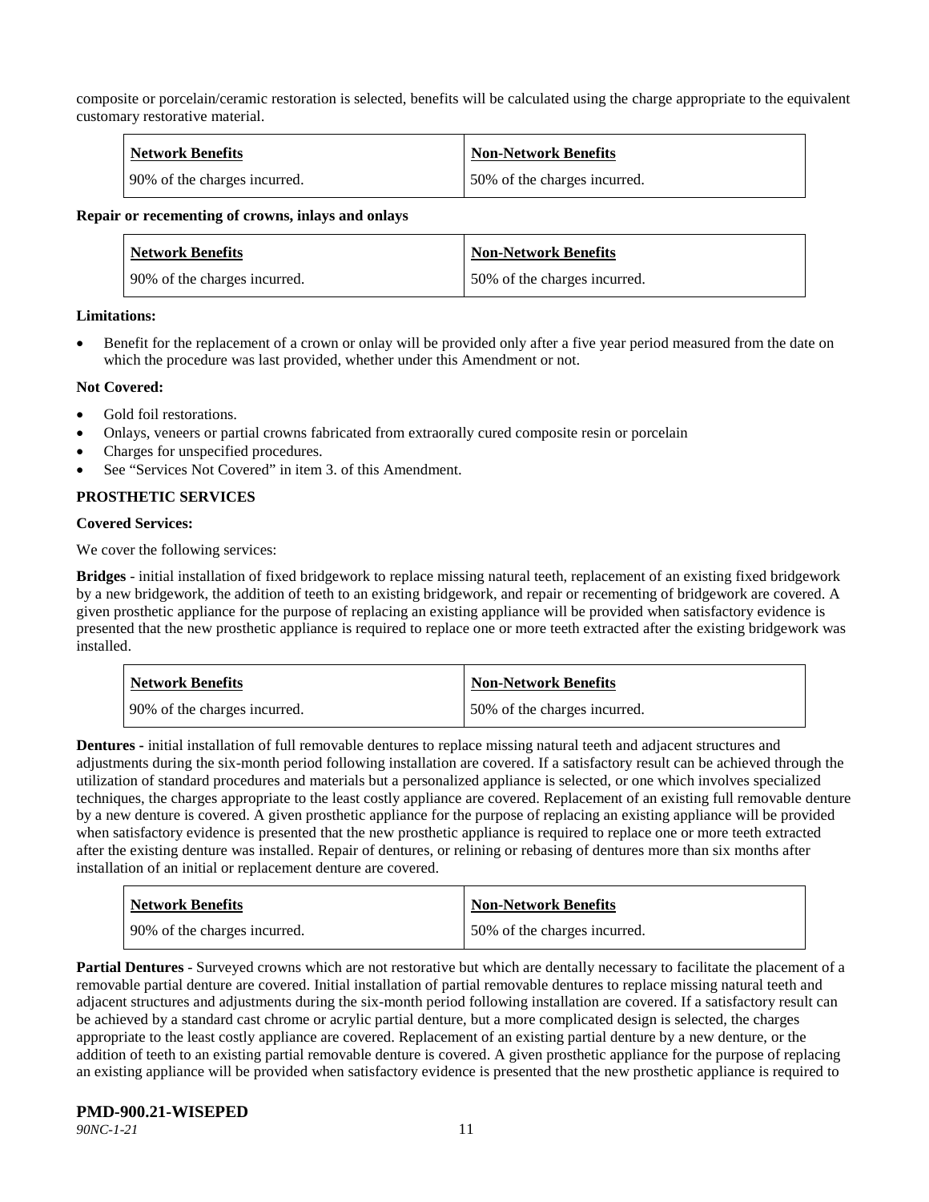composite or porcelain/ceramic restoration is selected, benefits will be calculated using the charge appropriate to the equivalent customary restorative material.

| Network Benefits | Non-Network Benefits |
| --- | --- |
| 90% of the charges incurred. | 50% of the charges incurred. |

**Repair or recementing of crowns, inlays and onlays**

| Network Benefits | Non-Network Benefits |
| --- | --- |
| 90% of the charges incurred. | 50% of the charges incurred. |

**Limitations:**

- Benefit for the replacement of a crown or onlay will be provided only after a five year period measured from the date on which the procedure was last provided, whether under this Amendment or not.

**Not Covered:**

- Gold foil restorations.
- Onlays, veneers or partial crowns fabricated from extraorally cured composite resin or porcelain
- Charges for unspecified procedures.
- See "Services Not Covered" in item 3. of this Amendment.

**PROSTHETIC SERVICES**

**Covered Services:**

We cover the following services:

**Bridges** - initial installation of fixed bridgework to replace missing natural teeth, replacement of an existing fixed bridgework by a new bridgework, the addition of teeth to an existing bridgework, and repair or recementing of bridgework are covered. A given prosthetic appliance for the purpose of replacing an existing appliance will be provided when satisfactory evidence is presented that the new prosthetic appliance is required to replace one or more teeth extracted after the existing bridgework was installed.

| Network Benefits | Non-Network Benefits |
| --- | --- |
| 90% of the charges incurred. | 50% of the charges incurred. |

**Dentures -** initial installation of full removable dentures to replace missing natural teeth and adjacent structures and adjustments during the six-month period following installation are covered. If a satisfactory result can be achieved through the utilization of standard procedures and materials but a personalized appliance is selected, or one which involves specialized techniques, the charges appropriate to the least costly appliance are covered. Replacement of an existing full removable denture by a new denture is covered. A given prosthetic appliance for the purpose of replacing an existing appliance will be provided when satisfactory evidence is presented that the new prosthetic appliance is required to replace one or more teeth extracted after the existing denture was installed. Repair of dentures, or relining or rebasing of dentures more than six months after installation of an initial or replacement denture are covered.

| Network Benefits | Non-Network Benefits |
| --- | --- |
| 90% of the charges incurred. | 50% of the charges incurred. |

**Partial Dentures** - Surveyed crowns which are not restorative but which are dentally necessary to facilitate the placement of a removable partial denture are covered. Initial installation of partial removable dentures to replace missing natural teeth and adjacent structures and adjustments during the six-month period following installation are covered. If a satisfactory result can be achieved by a standard cast chrome or acrylic partial denture, but a more complicated design is selected, the charges appropriate to the least costly appliance are covered. Replacement of an existing partial denture by a new denture, or the addition of teeth to an existing partial removable denture is covered. A given prosthetic appliance for the purpose of replacing an existing appliance will be provided when satisfactory evidence is presented that the new prosthetic appliance is required to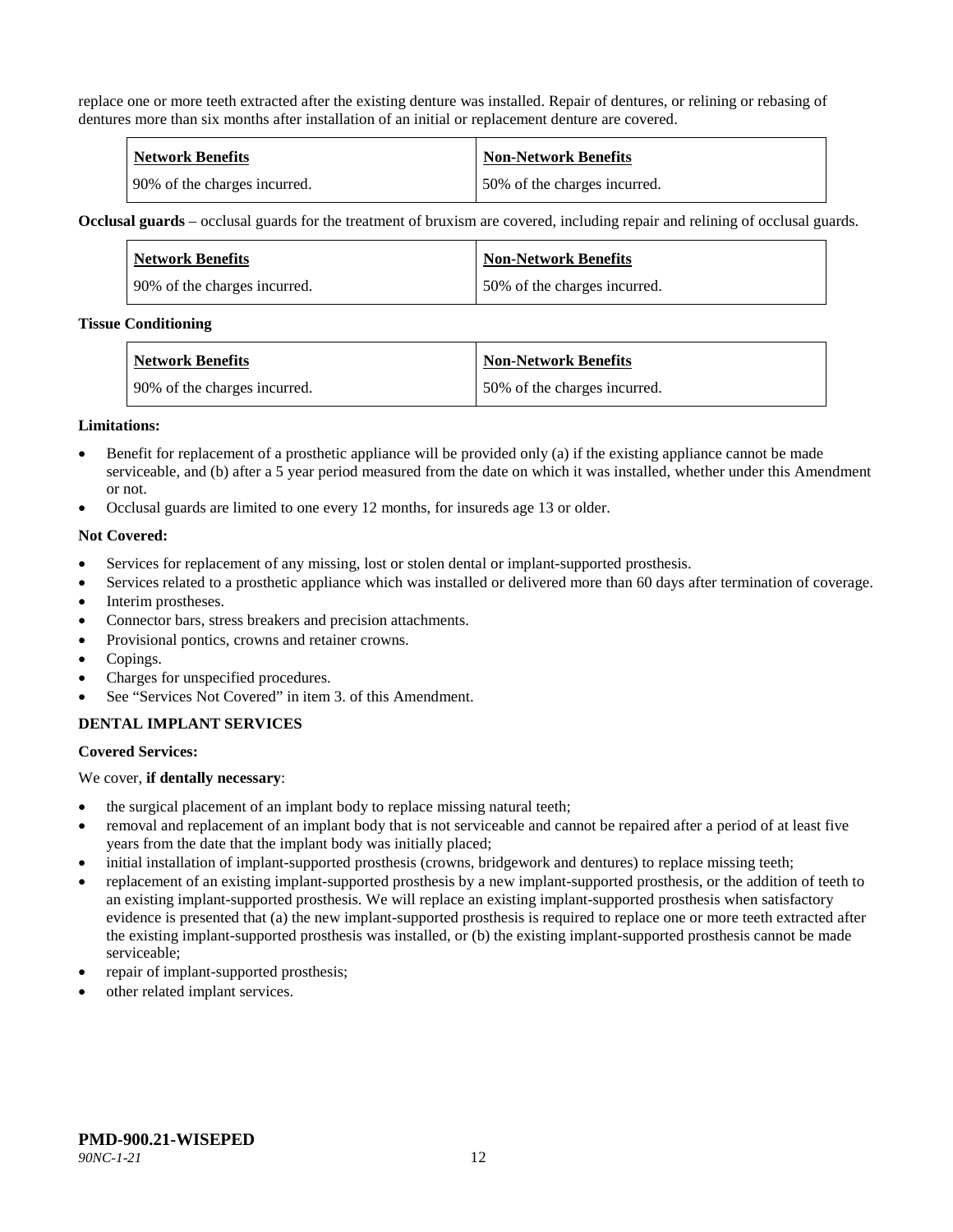replace one or more teeth extracted after the existing denture was installed. Repair of dentures, or relining or rebasing of dentures more than six months after installation of an initial or replacement denture are covered.

| Network Benefits | Non-Network Benefits |
|---|---|
| 90% of the charges incurred. | 50% of the charges incurred. |

**Occlusal guards** – occlusal guards for the treatment of bruxism are covered, including repair and relining of occlusal guards.

| Network Benefits | Non-Network Benefits |
|---|---|
| 90% of the charges incurred. | 50% of the charges incurred. |

**Tissue Conditioning**

| Network Benefits | Non-Network Benefits |
|---|---|
| 90% of the charges incurred. | 50% of the charges incurred. |

**Limitations:**

- Benefit for replacement of a prosthetic appliance will be provided only (a) if the existing appliance cannot be made serviceable, and (b) after a 5 year period measured from the date on which it was installed, whether under this Amendment or not.
- Occlusal guards are limited to one every 12 months, for insureds age 13 or older.

**Not Covered:**

- Services for replacement of any missing, lost or stolen dental or implant-supported prosthesis.
- Services related to a prosthetic appliance which was installed or delivered more than 60 days after termination of coverage.
- Interim prostheses.
- Connector bars, stress breakers and precision attachments.
- Provisional pontics, crowns and retainer crowns.
- Copings.
- Charges for unspecified procedures.
- See "Services Not Covered" in item 3. of this Amendment.

**DENTAL IMPLANT SERVICES**

**Covered Services:**

We cover, **if dentally necessary**:

- the surgical placement of an implant body to replace missing natural teeth;
- removal and replacement of an implant body that is not serviceable and cannot be repaired after a period of at least five years from the date that the implant body was initially placed;
- initial installation of implant-supported prosthesis (crowns, bridgework and dentures) to replace missing teeth;
- replacement of an existing implant-supported prosthesis by a new implant-supported prosthesis, or the addition of teeth to an existing implant-supported prosthesis. We will replace an existing implant-supported prosthesis when satisfactory evidence is presented that (a) the new implant-supported prosthesis is required to replace one or more teeth extracted after the existing implant-supported prosthesis was installed, or (b) the existing implant-supported prosthesis cannot be made serviceable;
- repair of implant-supported prosthesis;
- other related implant services.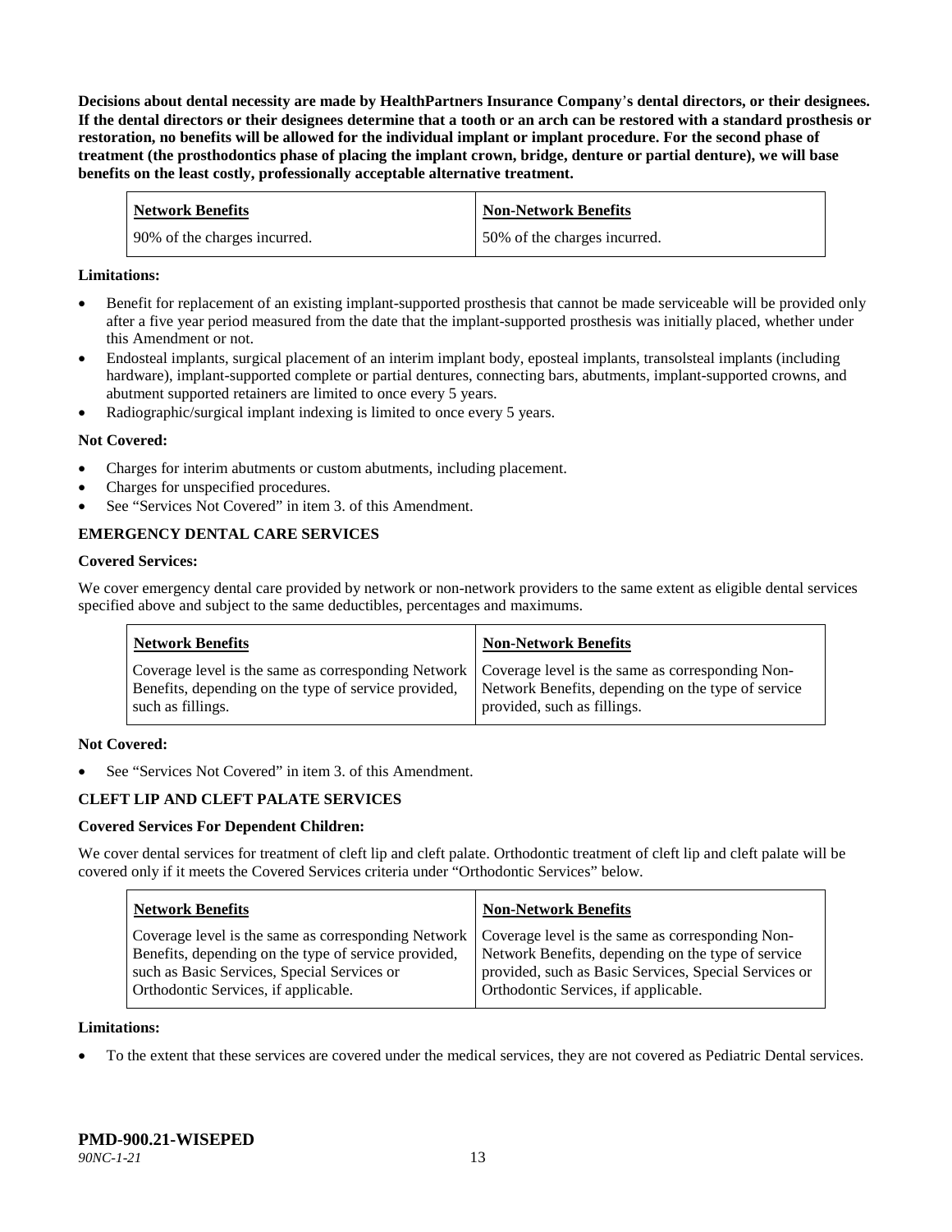**Decisions about dental necessity are made by HealthPartners Insurance Company's dental directors, or their designees. If the dental directors or their designees determine that a tooth or an arch can be restored with a standard prosthesis or restoration, no benefits will be allowed for the individual implant or implant procedure. For the second phase of treatment (the prosthodontics phase of placing the implant crown, bridge, denture or partial denture), we will base benefits on the least costly, professionally acceptable alternative treatment.**

| Network Benefits | Non-Network Benefits |
|---|---|
| 90% of the charges incurred. | 50% of the charges incurred. |

**Limitations:**

- Benefit for replacement of an existing implant-supported prosthesis that cannot be made serviceable will be provided only after a five year period measured from the date that the implant-supported prosthesis was initially placed, whether under this Amendment or not.
- Endosteal implants, surgical placement of an interim implant body, eposteal implants, transolsteal implants (including hardware), implant-supported complete or partial dentures, connecting bars, abutments, implant-supported crowns, and abutment supported retainers are limited to once every 5 years.
- Radiographic/surgical implant indexing is limited to once every 5 years.

**Not Covered:**

- Charges for interim abutments or custom abutments, including placement.
- Charges for unspecified procedures.
- See "Services Not Covered" in item 3. of this Amendment.

**EMERGENCY DENTAL CARE SERVICES**

**Covered Services:**

We cover emergency dental care provided by network or non-network providers to the same extent as eligible dental services specified above and subject to the same deductibles, percentages and maximums.

| Network Benefits | Non-Network Benefits |
|---|---|
| Coverage level is the same as corresponding Network Benefits, depending on the type of service provided, such as fillings. | Coverage level is the same as corresponding Non-Network Benefits, depending on the type of service provided, such as fillings. |

**Not Covered:**

- See "Services Not Covered" in item 3. of this Amendment.

**CLEFT LIP AND CLEFT PALATE SERVICES**

**Covered Services For Dependent Children:**

We cover dental services for treatment of cleft lip and cleft palate. Orthodontic treatment of cleft lip and cleft palate will be covered only if it meets the Covered Services criteria under "Orthodontic Services" below.

| Network Benefits | Non-Network Benefits |
|---|---|
| Coverage level is the same as corresponding Network Benefits, depending on the type of service provided, such as Basic Services, Special Services or Orthodontic Services, if applicable. | Coverage level is the same as corresponding Non-Network Benefits, depending on the type of service provided, such as Basic Services, Special Services or Orthodontic Services, if applicable. |

**Limitations:**

- To the extent that these services are covered under the medical services, they are not covered as Pediatric Dental services.

**PMD-900.21-WISEPED**
*90NC-1-21*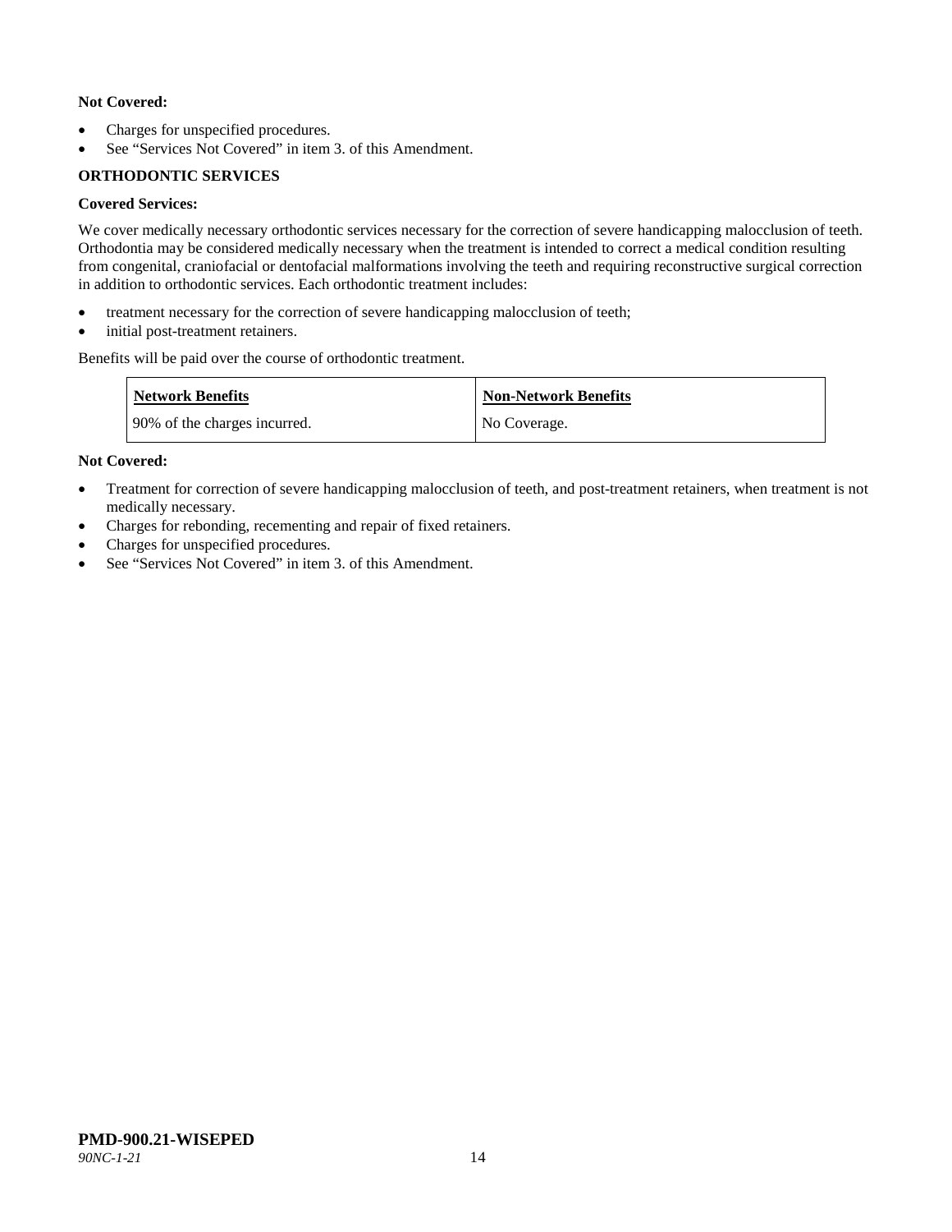**Not Covered:**

- Charges for unspecified procedures.
- See “Services Not Covered” in item 3. of this Amendment.

**ORTHODONTIC SERVICES**

**Covered Services:**

We cover medically necessary orthodontic services necessary for the correction of severe handicapping malocclusion of teeth. Orthodontia may be considered medically necessary when the treatment is intended to correct a medical condition resulting from congenital, craniofacial or dentofacial malformations involving the teeth and requiring reconstructive surgical correction in addition to orthodontic services. Each orthodontic treatment includes:

- treatment necessary for the correction of severe handicapping malocclusion of teeth;
- initial post-treatment retainers.

Benefits will be paid over the course of orthodontic treatment.

| **Network Benefits** | **Non-Network Benefits** |
|---|---|
| 90% of the charges incurred. | No Coverage. |

**Not Covered:**

- Treatment for correction of severe handicapping malocclusion of teeth, and post-treatment retainers, when treatment is not medically necessary.
- Charges for rebonding, recementing and repair of fixed retainers.
- Charges for unspecified procedures.
- See “Services Not Covered” in item 3. of this Amendment.

**PMD-900.21-WISEPED**
*90NC-1-21*